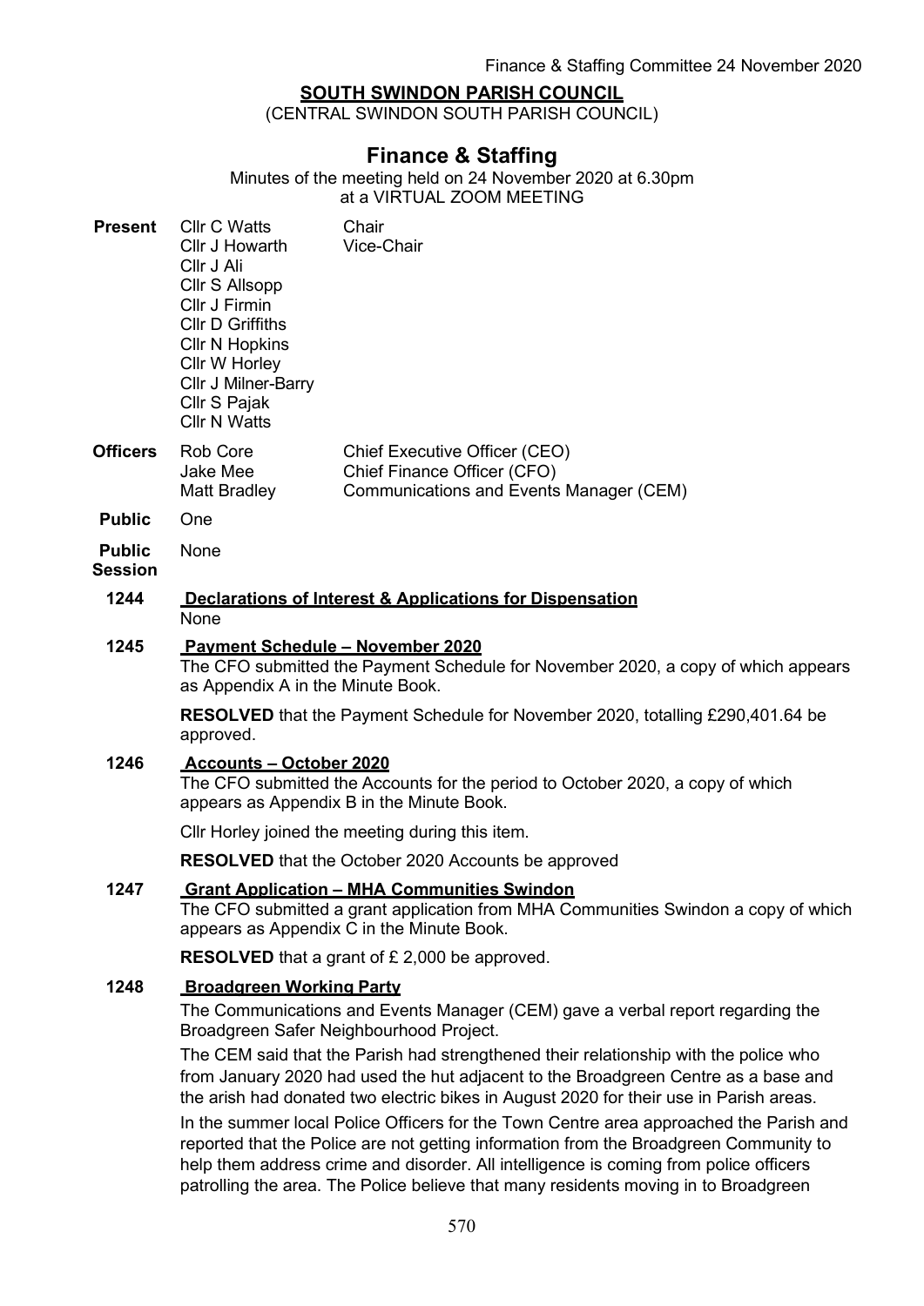**SOUTH SWINDON PARISH COUNCIL**

(CENTRAL SWINDON SOUTH PARISH COUNCIL)

# Finance & Staffing

Minutes of the meeting held on 24 November 2020 at 6.30pm
at a VIRTUAL ZOOM MEETING

**Present**

| | |
|---|---|
| Cllr C Watts | Chair |
| Cllr J Howarth | Vice-Chair |
| Cllr J Ali | |
| Cllr S Allsopp | |
| Cllr J Firmin | |
| Cllr D Griffiths | |
| Cllr N Hopkins | |
| Cllr W Horley | |
| Cllr J Milner-Barry | |
| Cllr S Pajak | |
| Cllr N Watts | |

**Officers**

| | |
|---|---|
| Rob Core | Chief Executive Officer (CEO) |
| Jake Mee | Chief Finance Officer (CFO) |
| Matt Bradley | Communications and Events Manager (CEM) |

**Public** One

**Public Session** None

**1244 Declarations of Interest & Applications for Dispensation**

None

**1245 Payment Schedule – November 2020**

The CFO submitted the Payment Schedule for November 2020, a copy of which appears as Appendix A in the Minute Book.

**RESOLVED** that the Payment Schedule for November 2020, totalling £290,401.64 be approved.

**1246 Accounts – October 2020**

The CFO submitted the Accounts for the period to October 2020, a copy of which appears as Appendix B in the Minute Book.

Cllr Horley joined the meeting during this item.

**RESOLVED** that the October 2020 Accounts be approved

**1247 Grant Application – MHA Communities Swindon**

The CFO submitted a grant application from MHA Communities Swindon a copy of which appears as Appendix C in the Minute Book.

**RESOLVED** that a grant of £ 2,000 be approved.

**1248 Broadgreen Working Party**

The Communications and Events Manager (CEM) gave a verbal report regarding the Broadgreen Safer Neighbourhood Project.

The CEM said that the Parish had strengthened their relationship with the police who from January 2020 had used the hut adjacent to the Broadgreen Centre as a base and the arish had donated two electric bikes in August 2020 for their use in Parish areas.

In the summer local Police Officers for the Town Centre area approached the Parish and reported that the Police are not getting information from the Broadgreen Community to help them address crime and disorder. All intelligence is coming from police officers patrolling the area. The Police believe that many residents moving in to Broadgreen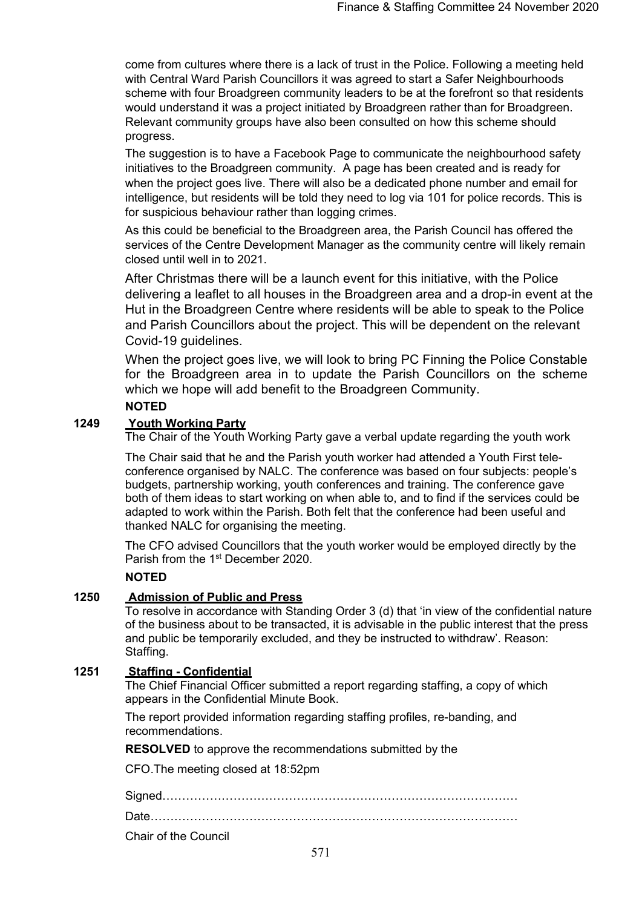come from cultures where there is a lack of trust in the Police. Following a meeting held with Central Ward Parish Councillors it was agreed to start a Safer Neighbourhoods scheme with four Broadgreen community leaders to be at the forefront so that residents would understand it was a project initiated by Broadgreen rather than for Broadgreen. Relevant community groups have also been consulted on how this scheme should progress.

The suggestion is to have a Facebook Page to communicate the neighbourhood safety initiatives to the Broadgreen community. A page has been created and is ready for when the project goes live. There will also be a dedicated phone number and email for intelligence, but residents will be told they need to log via 101 for police records. This is for suspicious behaviour rather than logging crimes.

As this could be beneficial to the Broadgreen area, the Parish Council has offered the services of the Centre Development Manager as the community centre will likely remain closed until well in to 2021.

After Christmas there will be a launch event for this initiative, with the Police delivering a leaflet to all houses in the Broadgreen area and a drop-in event at the Hut in the Broadgreen Centre where residents will be able to speak to the Police and Parish Councillors about the project. This will be dependent on the relevant Covid-19 guidelines.

When the project goes live, we will look to bring PC Finning the Police Constable for the Broadgreen area in to update the Parish Councillors on the scheme which we hope will add benefit to the Broadgreen Community.

**NOTED**

**1249 Youth Working Party**

The Chair of the Youth Working Party gave a verbal update regarding the youth work

The Chair said that he and the Parish youth worker had attended a Youth First tele-conference organised by NALC. The conference was based on four subjects: people's budgets, partnership working, youth conferences and training. The conference gave both of them ideas to start working on when able to, and to find if the services could be adapted to work within the Parish. Both felt that the conference had been useful and thanked NALC for organising the meeting.

The CFO advised Councillors that the youth worker would be employed directly by the Parish from the 1st December 2020.

**NOTED**

**1250 Admission of Public and Press**

To resolve in accordance with Standing Order 3 (d) that 'in view of the confidential nature of the business about to be transacted, it is advisable in the public interest that the press and public be temporarily excluded, and they be instructed to withdraw'. Reason: Staffing.

**1251 Staffing - Confidential**

The Chief Financial Officer submitted a report regarding staffing, a copy of which appears in the Confidential Minute Book.

The report provided information regarding staffing profiles, re-banding, and recommendations.

**RESOLVED** to approve the recommendations submitted by the

CFO.The meeting closed at 18:52pm

Signed………………………………………………………………………………

Date…………………………………………………………………………………

Chair of the Council